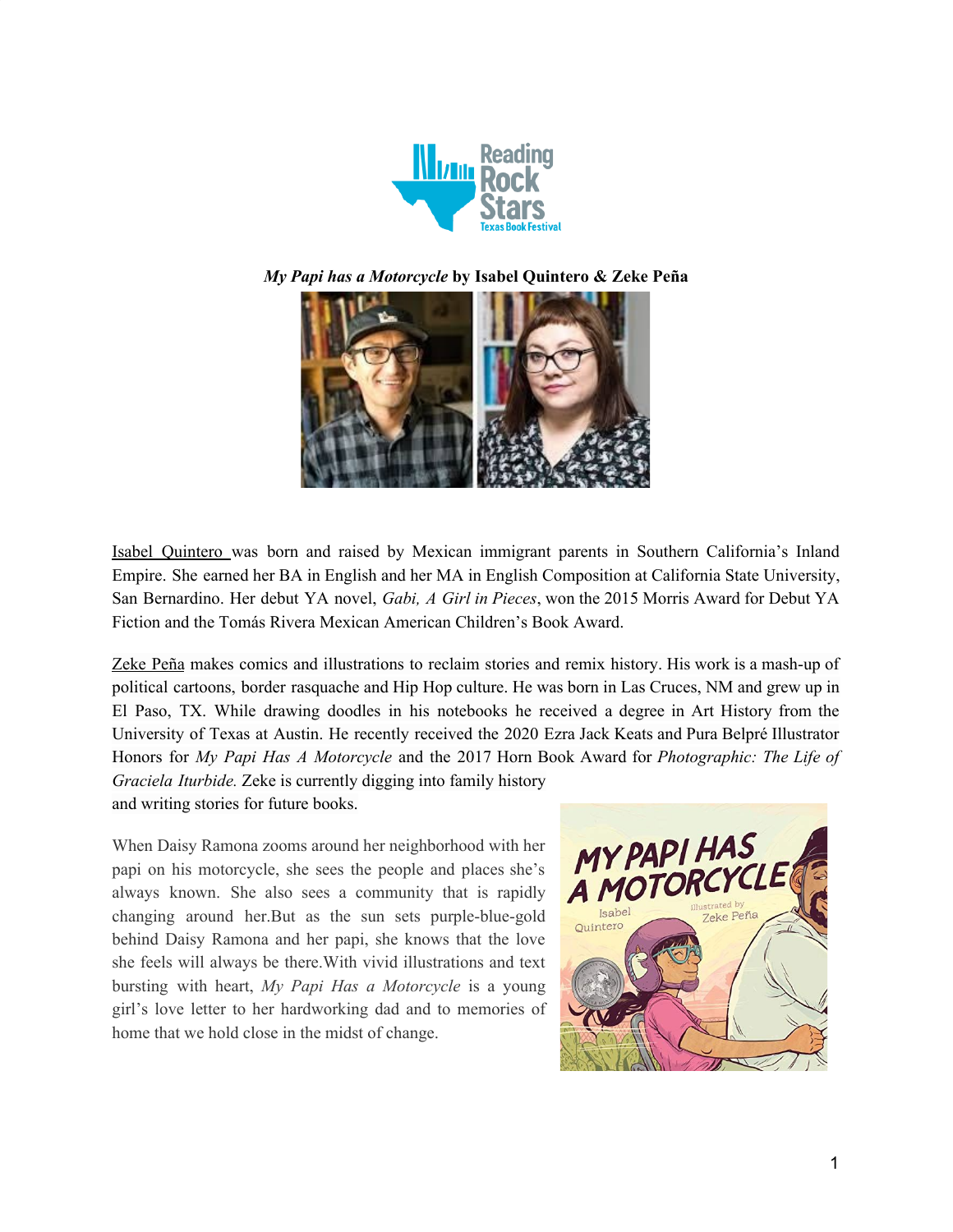**_My Papi has a Motorcycle_ by Isabel Quintero & Zeke Peña**

Isabel Quintero was born and raised by Mexican immigrant parents in Southern California's Inland Empire. She earned her BA in English and her MA in English Composition at California State University, San Bernardino. Her debut YA novel, *Gabi, A Girl in Pieces*, won the 2015 Morris Award for Debut YA Fiction and the Tomás Rivera Mexican American Children's Book Award.

Zeke Peña makes comics and illustrations to reclaim stories and remix history. His work is a mash-up of political cartoons, border rasquache and Hip Hop culture. He was born in Las Cruces, NM and grew up in El Paso, TX. While drawing doodles in his notebooks he received a degree in Art History from the University of Texas at Austin. He recently received the 2020 Ezra Jack Keats and Pura Belpré Illustrator Honors for *My Papi Has A Motorcycle* and the 2017 Horn Book Award for *Photographic: The Life of Graciela Iturbide.* Zeke is currently digging into family history and writing stories for future books.

When Daisy Ramona zooms around her neighborhood with her papi on his motorcycle, she sees the people and places she's always known. She also sees a community that is rapidly changing around her.But as the sun sets purple-blue-gold behind Daisy Ramona and her papi, she knows that the love she feels will always be there.With vivid illustrations and text bursting with heart, *My Papi Has a Motorcycle* is a young girl's love letter to her hardworking dad and to memories of home that we hold close in the midst of change.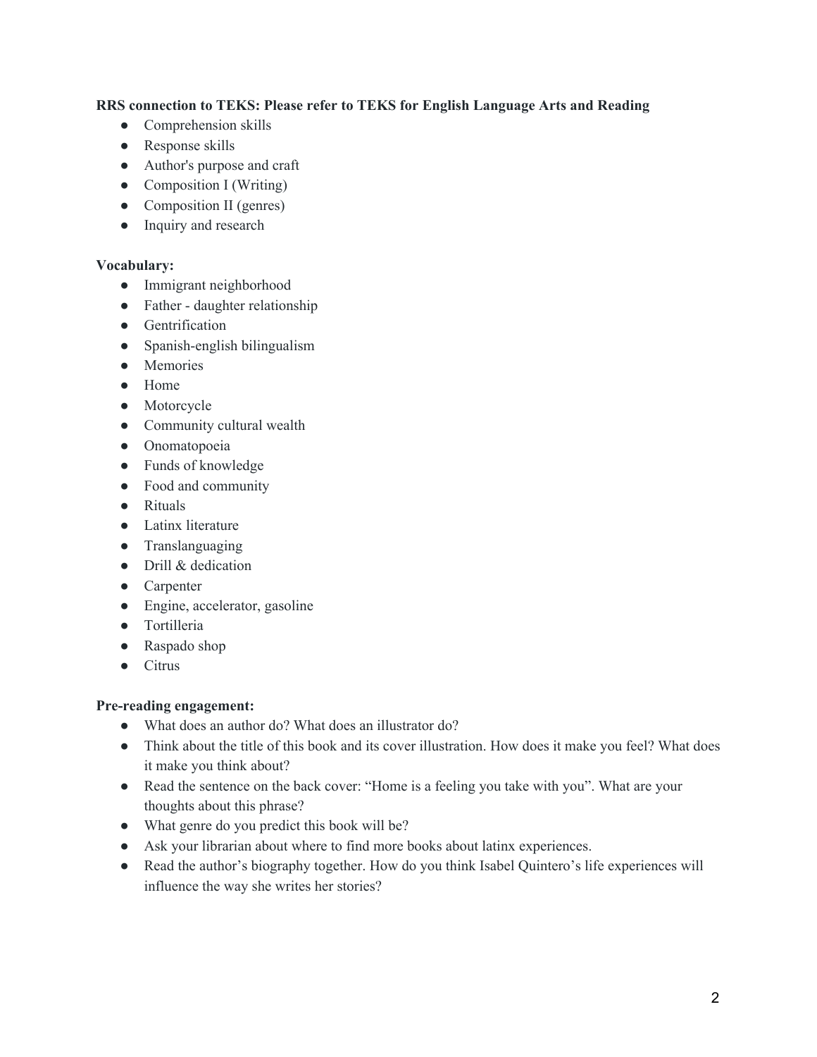**RRS connection to TEKS: Please refer to TEKS for English Language Arts and Reading**

- Comprehension skills
- Response skills
- Author's purpose and craft
- Composition I (Writing)
- Composition II (genres)
- Inquiry and research

**Vocabulary:**

- Immigrant neighborhood
- Father - daughter relationship
- Gentrification
- Spanish-english bilingualism
- Memories
- Home
- Motorcycle
- Community cultural wealth
- Onomatopoeia
- Funds of knowledge
- Food and community
- Rituals
- Latinx literature
- Translanguaging
- Drill & dedication
- Carpenter
- Engine, accelerator, gasoline
- Tortilleria
- Raspado shop
- Citrus

**Pre-reading engagement:**

- What does an author do? What does an illustrator do?
- Think about the title of this book and its cover illustration. How does it make you feel? What does it make you think about?
- Read the sentence on the back cover: "Home is a feeling you take with you". What are your thoughts about this phrase?
- What genre do you predict this book will be?
- Ask your librarian about where to find more books about latinx experiences.
- Read the author's biography together. How do you think Isabel Quintero's life experiences will influence the way she writes her stories?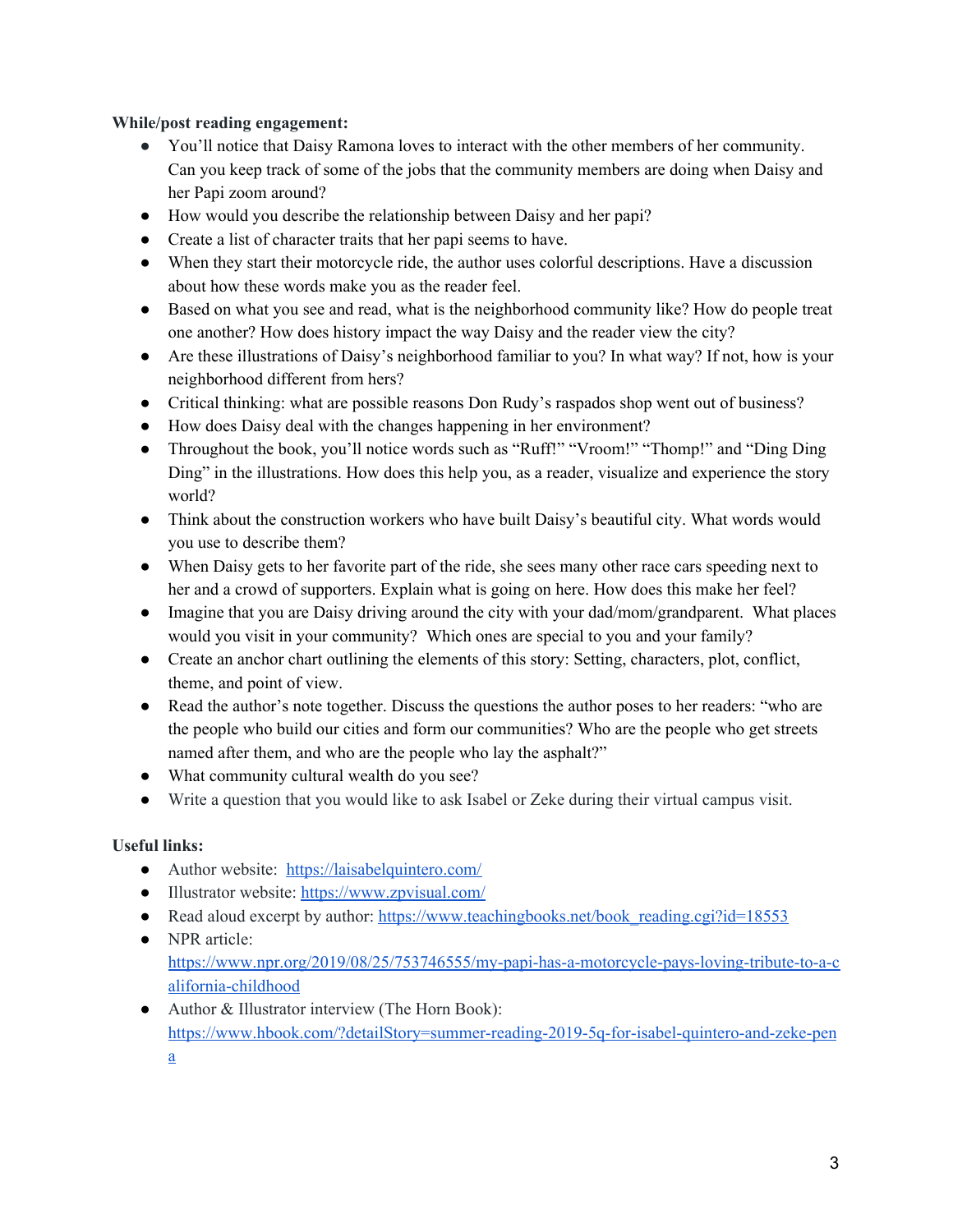**While/post reading engagement:**

- You'll notice that Daisy Ramona loves to interact with the other members of her community. Can you keep track of some of the jobs that the community members are doing when Daisy and her Papi zoom around?
- How would you describe the relationship between Daisy and her papi?
- Create a list of character traits that her papi seems to have.
- When they start their motorcycle ride, the author uses colorful descriptions. Have a discussion about how these words make you as the reader feel.
- Based on what you see and read, what is the neighborhood community like? How do people treat one another? How does history impact the way Daisy and the reader view the city?
- Are these illustrations of Daisy's neighborhood familiar to you? In what way? If not, how is your neighborhood different from hers?
- Critical thinking: what are possible reasons Don Rudy's raspados shop went out of business?
- How does Daisy deal with the changes happening in her environment?
- Throughout the book, you'll notice words such as "Ruff!" "Vroom!" "Thomp!" and "Ding Ding Ding" in the illustrations. How does this help you, as a reader, visualize and experience the story world?
- Think about the construction workers who have built Daisy's beautiful city. What words would you use to describe them?
- When Daisy gets to her favorite part of the ride, she sees many other race cars speeding next to her and a crowd of supporters. Explain what is going on here. How does this make her feel?
- Imagine that you are Daisy driving around the city with your dad/mom/grandparent. What places would you visit in your community? Which ones are special to you and your family?
- Create an anchor chart outlining the elements of this story: Setting, characters, plot, conflict, theme, and point of view.
- Read the author's note together. Discuss the questions the author poses to her readers: "who are the people who build our cities and form our communities? Who are the people who get streets named after them, and who are the people who lay the asphalt?"
- What community cultural wealth do you see?
- Write a question that you would like to ask Isabel or Zeke during their virtual campus visit.

**Useful links:**

- Author website: https://laisabelquintero.com/
- Illustrator website: https://www.zpvisual.com/
- Read aloud excerpt by author: https://www.teachingbooks.net/book_reading.cgi?id=18553
- NPR article: https://www.npr.org/2019/08/25/753746555/my-papi-has-a-motorcycle-pays-loving-tribute-to-a-california-childhood
- Author & Illustrator interview (The Horn Book): https://www.hbook.com/?detailStory=summer-reading-2019-5q-for-isabel-quintero-and-zeke-pena